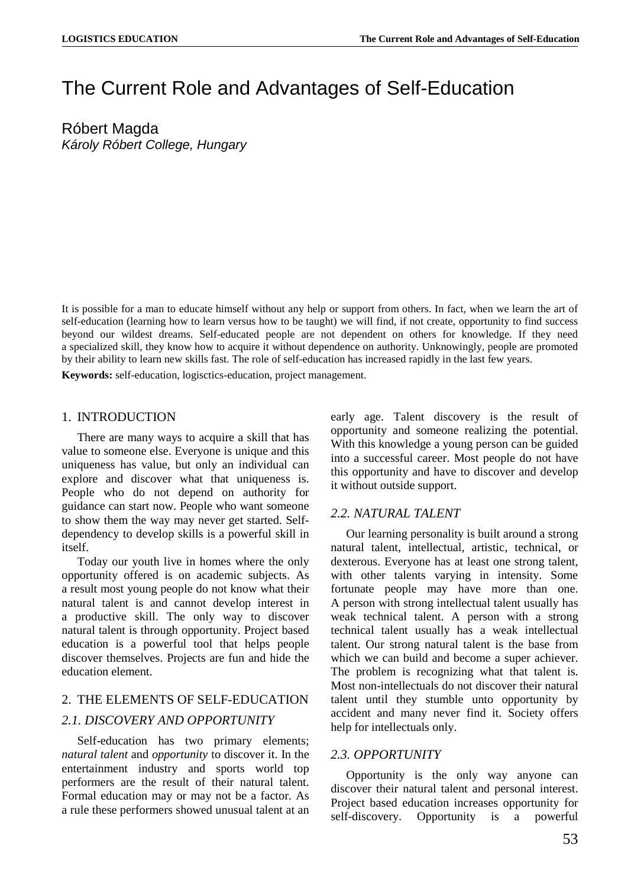# The Current Role and Advantages of Self-Education

Róbert Magda
*Károly Róbert College, Hungary*

It is possible for a man to educate himself without any help or support from others. In fact, when we learn the art of self-education (learning how to learn versus how to be taught) we will find, if not create, opportunity to find success beyond our wildest dreams. Self-educated people are not dependent on others for knowledge. If they need a specialized skill, they know how to acquire it without dependence on authority. Unknowingly, people are promoted by their ability to learn new skills fast. The role of self-education has increased rapidly in the last few years.

**Keywords:** self-education, logisctics-education, project management.

## 1. INTRODUCTION

There are many ways to acquire a skill that has value to someone else. Everyone is unique and this uniqueness has value, but only an individual can explore and discover what that uniqueness is. People who do not depend on authority for guidance can start now. People who want someone to show them the way may never get started. Self-dependency to develop skills is a powerful skill in itself.

Today our youth live in homes where the only opportunity offered is on academic subjects. As a result most young people do not know what their natural talent is and cannot develop interest in a productive skill. The only way to discover natural talent is through opportunity. Project based education is a powerful tool that helps people discover themselves. Projects are fun and hide the education element.

## 2. THE ELEMENTS OF SELF-EDUCATION

### *2.1. DISCOVERY AND OPPORTUNITY*

Self-education has two primary elements; *natural talent* and *opportunity* to discover it. In the entertainment industry and sports world top performers are the result of their natural talent. Formal education may or may not be a factor. As a rule these performers showed unusual talent at an early age. Talent discovery is the result of opportunity and someone realizing the potential. With this knowledge a young person can be guided into a successful career. Most people do not have this opportunity and have to discover and develop it without outside support.

### *2.2. NATURAL TALENT*

Our learning personality is built around a strong natural talent, intellectual, artistic, technical, or dexterous. Everyone has at least one strong talent, with other talents varying in intensity. Some fortunate people may have more than one. A person with strong intellectual talent usually has weak technical talent. A person with a strong technical talent usually has a weak intellectual talent. Our strong natural talent is the base from which we can build and become a super achiever. The problem is recognizing what that talent is. Most non-intellectuals do not discover their natural talent until they stumble unto opportunity by accident and many never find it. Society offers help for intellectuals only.

### *2.3. OPPORTUNITY*

Opportunity is the only way anyone can discover their natural talent and personal interest. Project based education increases opportunity for self-discovery. Opportunity is a powerful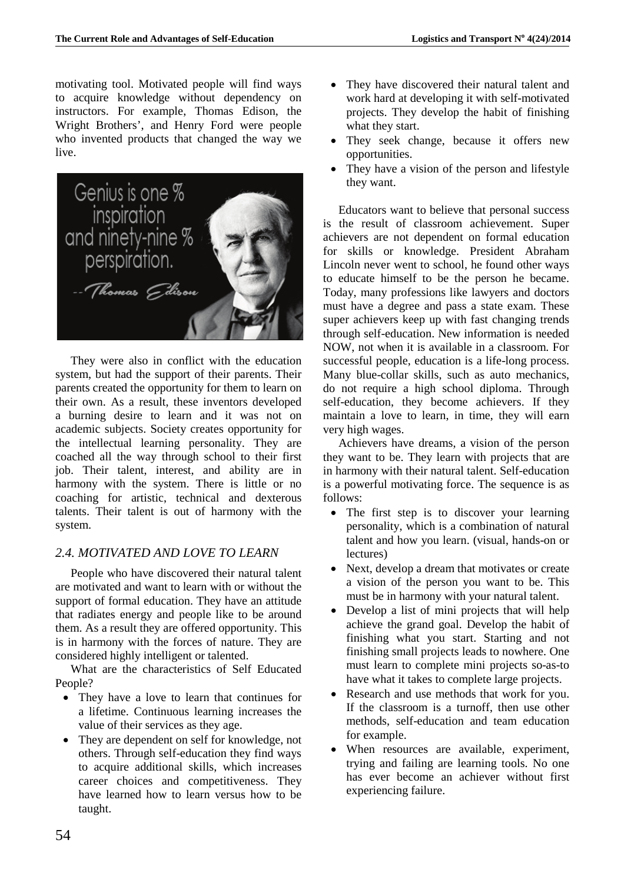motivating tool. Motivated people will find ways to acquire knowledge without dependency on instructors. For example, Thomas Edison, the Wright Brothers', and Henry Ford were people who invented products that changed the way we live.

They were also in conflict with the education system, but had the support of their parents. Their parents created the opportunity for them to learn on their own. As a result, these inventors developed a burning desire to learn and it was not on academic subjects. Society creates opportunity for the intellectual learning personality. They are coached all the way through school to their first job. Their talent, interest, and ability are in harmony with the system. There is little or no coaching for artistic, technical and dexterous talents. Their talent is out of harmony with the system.

### *2.4. MOTIVATED AND LOVE TO LEARN*

People who have discovered their natural talent are motivated and want to learn with or without the support of formal education. They have an attitude that radiates energy and people like to be around them. As a result they are offered opportunity. This is in harmony with the forces of nature. They are considered highly intelligent or talented.

What are the characteristics of Self Educated People?

- They have a love to learn that continues for a lifetime. Continuous learning increases the value of their services as they age.
- They are dependent on self for knowledge, not others. Through self-education they find ways to acquire additional skills, which increases career choices and competitiveness. They have learned how to learn versus how to be taught.
- They have discovered their natural talent and work hard at developing it with self-motivated projects. They develop the habit of finishing what they start.
- They seek change, because it offers new opportunities.
- They have a vision of the person and lifestyle they want.

Educators want to believe that personal success is the result of classroom achievement. Super achievers are not dependent on formal education for skills or knowledge. President Abraham Lincoln never went to school, he found other ways to educate himself to be the person he became. Today, many professions like lawyers and doctors must have a degree and pass a state exam. These super achievers keep up with fast changing trends through self-education. New information is needed NOW, not when it is available in a classroom. For successful people, education is a life-long process. Many blue-collar skills, such as auto mechanics, do not require a high school diploma. Through self-education, they become achievers. If they maintain a love to learn, in time, they will earn very high wages.

Achievers have dreams, a vision of the person they want to be. They learn with projects that are in harmony with their natural talent. Self-education is a powerful motivating force. The sequence is as follows:

- The first step is to discover your learning personality, which is a combination of natural talent and how you learn. (visual, hands-on or lectures)
- Next, develop a dream that motivates or create a vision of the person you want to be. This must be in harmony with your natural talent.
- Develop a list of mini projects that will help achieve the grand goal. Develop the habit of finishing what you start. Starting and not finishing small projects leads to nowhere. One must learn to complete mini projects so-as-to have what it takes to complete large projects.
- Research and use methods that work for you. If the classroom is a turnoff, then use other methods, self-education and team education for example.
- When resources are available, experiment, trying and failing are learning tools. No one has ever become an achiever without first experiencing failure.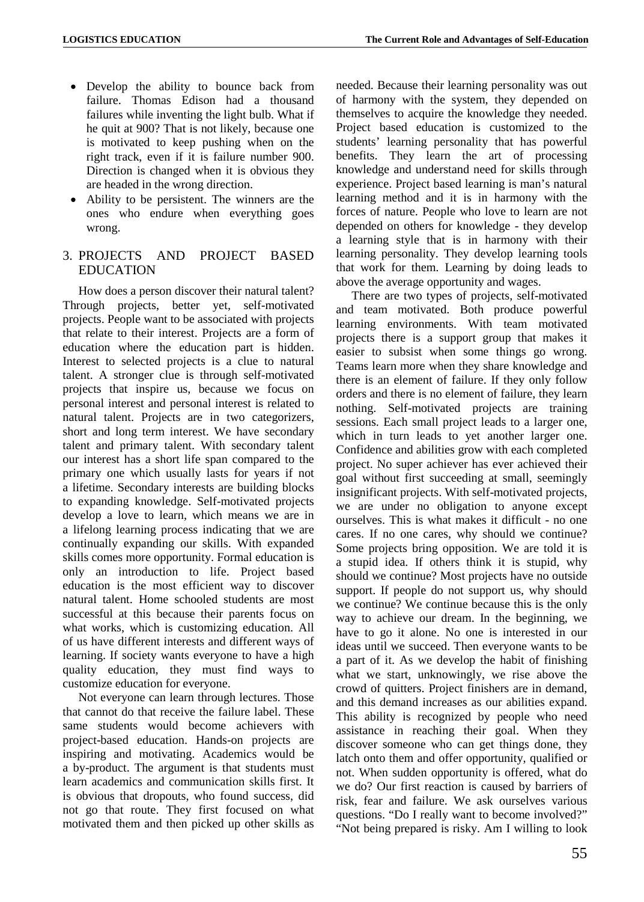- Develop the ability to bounce back from failure. Thomas Edison had a thousand failures while inventing the light bulb. What if he quit at 900? That is not likely, because one is motivated to keep pushing when on the right track, even if it is failure number 900. Direction is changed when it is obvious they are headed in the wrong direction.
- Ability to be persistent. The winners are the ones who endure when everything goes wrong.

## 3. PROJECTS AND PROJECT BASED EDUCATION

How does a person discover their natural talent? Through projects, better yet, self-motivated projects. People want to be associated with projects that relate to their interest. Projects are a form of education where the education part is hidden. Interest to selected projects is a clue to natural talent. A stronger clue is through self-motivated projects that inspire us, because we focus on personal interest and personal interest is related to natural talent. Projects are in two categorizers, short and long term interest. We have secondary talent and primary talent. With secondary talent our interest has a short life span compared to the primary one which usually lasts for years if not a lifetime. Secondary interests are building blocks to expanding knowledge. Self-motivated projects develop a love to learn, which means we are in a lifelong learning process indicating that we are continually expanding our skills. With expanded skills comes more opportunity. Formal education is only an introduction to life. Project based education is the most efficient way to discover natural talent. Home schooled students are most successful at this because their parents focus on what works, which is customizing education. All of us have different interests and different ways of learning. If society wants everyone to have a high quality education, they must find ways to customize education for everyone.

Not everyone can learn through lectures. Those that cannot do that receive the failure label. These same students would become achievers with project-based education. Hands-on projects are inspiring and motivating. Academics would be a by-product. The argument is that students must learn academics and communication skills first. It is obvious that dropouts, who found success, did not go that route. They first focused on what motivated them and then picked up other skills as needed. Because their learning personality was out of harmony with the system, they depended on themselves to acquire the knowledge they needed. Project based education is customized to the students' learning personality that has powerful benefits. They learn the art of processing knowledge and understand need for skills through experience. Project based learning is man's natural learning method and it is in harmony with the forces of nature. People who love to learn are not depended on others for knowledge - they develop a learning style that is in harmony with their learning personality. They develop learning tools that work for them. Learning by doing leads to above the average opportunity and wages.

There are two types of projects, self-motivated and team motivated. Both produce powerful learning environments. With team motivated projects there is a support group that makes it easier to subsist when some things go wrong. Teams learn more when they share knowledge and there is an element of failure. If they only follow orders and there is no element of failure, they learn nothing. Self-motivated projects are training sessions. Each small project leads to a larger one, which in turn leads to yet another larger one. Confidence and abilities grow with each completed project. No super achiever has ever achieved their goal without first succeeding at small, seemingly insignificant projects. With self-motivated projects, we are under no obligation to anyone except ourselves. This is what makes it difficult - no one cares. If no one cares, why should we continue? Some projects bring opposition. We are told it is a stupid idea. If others think it is stupid, why should we continue? Most projects have no outside support. If people do not support us, why should we continue? We continue because this is the only way to achieve our dream. In the beginning, we have to go it alone. No one is interested in our ideas until we succeed. Then everyone wants to be a part of it. As we develop the habit of finishing what we start, unknowingly, we rise above the crowd of quitters. Project finishers are in demand, and this demand increases as our abilities expand. This ability is recognized by people who need assistance in reaching their goal. When they discover someone who can get things done, they latch onto them and offer opportunity, qualified or not. When sudden opportunity is offered, what do we do? Our first reaction is caused by barriers of risk, fear and failure. We ask ourselves various questions. "Do I really want to become involved?" "Not being prepared is risky. Am I willing to look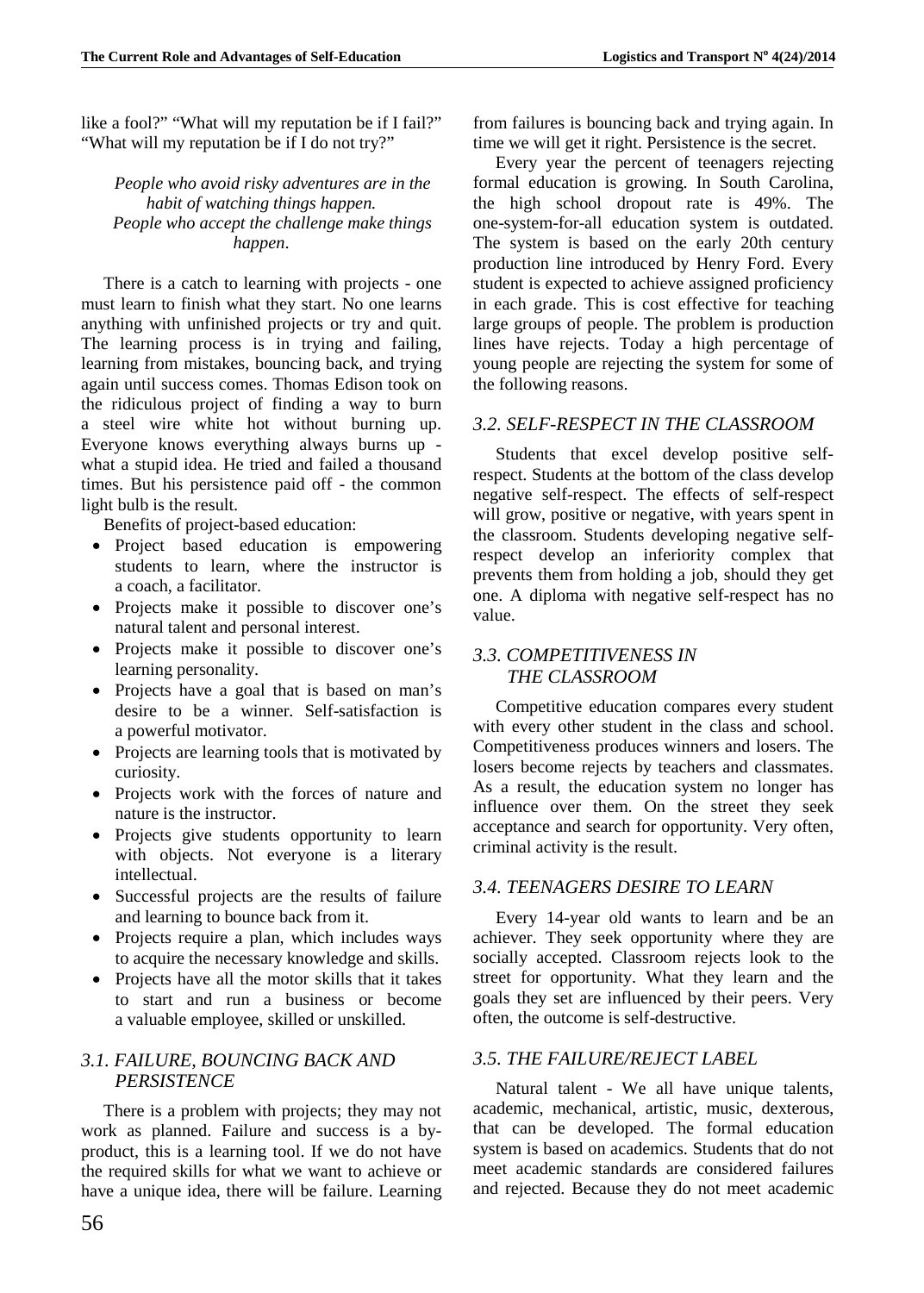like a fool?" "What will my reputation be if I fail?" "What will my reputation be if I do not try?"

*People who avoid risky adventures are in the habit of watching things happen.*
*People who accept the challenge make things happen*.

There is a catch to learning with projects - one must learn to finish what they start. No one learns anything with unfinished projects or try and quit. The learning process is in trying and failing, learning from mistakes, bouncing back, and trying again until success comes. Thomas Edison took on the ridiculous project of finding a way to burn a steel wire white hot without burning up. Everyone knows everything always burns up - what a stupid idea. He tried and failed a thousand times. But his persistence paid off - the common light bulb is the result.

Benefits of project-based education:

- Project based education is empowering students to learn, where the instructor is a coach, a facilitator.
- Projects make it possible to discover one's natural talent and personal interest.
- Projects make it possible to discover one's learning personality.
- Projects have a goal that is based on man's desire to be a winner. Self-satisfaction is a powerful motivator.
- Projects are learning tools that is motivated by curiosity.
- Projects work with the forces of nature and nature is the instructor.
- Projects give students opportunity to learn with objects. Not everyone is a literary intellectual.
- Successful projects are the results of failure and learning to bounce back from it.
- Projects require a plan, which includes ways to acquire the necessary knowledge and skills.
- Projects have all the motor skills that it takes to start and run a business or become a valuable employee, skilled or unskilled.

### *3.1. FAILURE, BOUNCING BACK AND PERSISTENCE*

There is a problem with projects; they may not work as planned. Failure and success is a by-product, this is a learning tool. If we do not have the required skills for what we want to achieve or have a unique idea, there will be failure. Learning from failures is bouncing back and trying again. In time we will get it right. Persistence is the secret.

Every year the percent of teenagers rejecting formal education is growing. In South Carolina, the high school dropout rate is 49%. The one-system-for-all education system is outdated. The system is based on the early 20th century production line introduced by Henry Ford. Every student is expected to achieve assigned proficiency in each grade. This is cost effective for teaching large groups of people. The problem is production lines have rejects. Today a high percentage of young people are rejecting the system for some of the following reasons.

### *3.2. SELF-RESPECT IN THE CLASSROOM*

Students that excel develop positive self-respect. Students at the bottom of the class develop negative self-respect. The effects of self-respect will grow, positive or negative, with years spent in the classroom. Students developing negative self-respect develop an inferiority complex that prevents them from holding a job, should they get one. A diploma with negative self-respect has no value.

### *3.3. COMPETITIVENESS IN THE CLASSROOM*

Competitive education compares every student with every other student in the class and school. Competitiveness produces winners and losers. The losers become rejects by teachers and classmates. As a result, the education system no longer has influence over them. On the street they seek acceptance and search for opportunity. Very often, criminal activity is the result.

### *3.4. TEENAGERS DESIRE TO LEARN*

Every 14-year old wants to learn and be an achiever. They seek opportunity where they are socially accepted. Classroom rejects look to the street for opportunity. What they learn and the goals they set are influenced by their peers. Very often, the outcome is self-destructive.

### *3.5. THE FAILURE/REJECT LABEL*

Natural talent - We all have unique talents, academic, mechanical, artistic, music, dexterous, that can be developed. The formal education system is based on academics. Students that do not meet academic standards are considered failures and rejected. Because they do not meet academic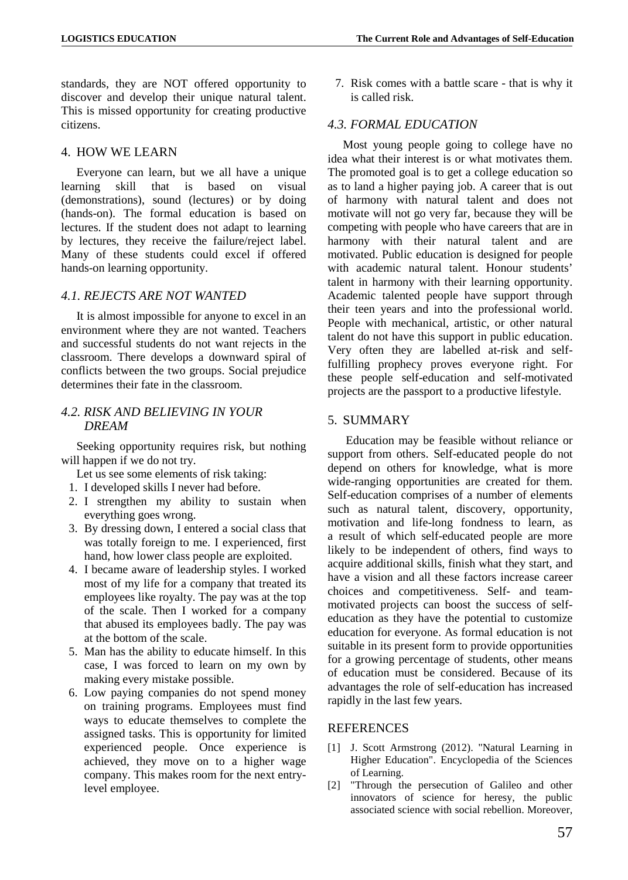standards, they are NOT offered opportunity to discover and develop their unique natural talent. This is missed opportunity for creating productive citizens.

## 4. HOW WE LEARN

Everyone can learn, but we all have a unique learning skill that is based on visual (demonstrations), sound (lectures) or by doing (hands-on). The formal education is based on lectures. If the student does not adapt to learning by lectures, they receive the failure/reject label. Many of these students could excel if offered hands-on learning opportunity.

### *4.1. REJECTS ARE NOT WANTED*

It is almost impossible for anyone to excel in an environment where they are not wanted. Teachers and successful students do not want rejects in the classroom. There develops a downward spiral of conflicts between the two groups. Social prejudice determines their fate in the classroom.

### *4.2. RISK AND BELIEVING IN YOUR DREAM*

Seeking opportunity requires risk, but nothing will happen if we do not try.

Let us see some elements of risk taking:

1. I developed skills I never had before.
2. I strengthen my ability to sustain when everything goes wrong.
3. By dressing down, I entered a social class that was totally foreign to me. I experienced, first hand, how lower class people are exploited.
4. I became aware of leadership styles. I worked most of my life for a company that treated its employees like royalty. The pay was at the top of the scale. Then I worked for a company that abused its employees badly. The pay was at the bottom of the scale.
5. Man has the ability to educate himself. In this case, I was forced to learn on my own by making every mistake possible.
6. Low paying companies do not spend money on training programs. Employees must find ways to educate themselves to complete the assigned tasks. This is opportunity for limited experienced people. Once experience is achieved, they move on to a higher wage company. This makes room for the next entry-level employee.
7. Risk comes with a battle scare - that is why it is called risk.

### *4.3. FORMAL EDUCATION*

Most young people going to college have no idea what their interest is or what motivates them. The promoted goal is to get a college education so as to land a higher paying job. A career that is out of harmony with natural talent and does not motivate will not go very far, because they will be competing with people who have careers that are in harmony with their natural talent and are motivated. Public education is designed for people with academic natural talent. Honour students' talent in harmony with their learning opportunity. Academic talented people have support through their teen years and into the professional world. People with mechanical, artistic, or other natural talent do not have this support in public education. Very often they are labelled at-risk and self-fulfilling prophecy proves everyone right. For these people self-education and self-motivated projects are the passport to a productive lifestyle.

## 5. SUMMARY

Education may be feasible without reliance or support from others. Self-educated people do not depend on others for knowledge, what is more wide-ranging opportunities are created for them. Self-education comprises of a number of elements such as natural talent, discovery, opportunity, motivation and life-long fondness to learn, as a result of which self-educated people are more likely to be independent of others, find ways to acquire additional skills, finish what they start, and have a vision and all these factors increase career choices and competitiveness. Self- and team-motivated projects can boost the success of self-education as they have the potential to customize education for everyone. As formal education is not suitable in its present form to provide opportunities for a growing percentage of students, other means of education must be considered. Because of its advantages the role of self-education has increased rapidly in the last few years.

## REFERENCES

[1] J. Scott Armstrong (2012). "Natural Learning in Higher Education". Encyclopedia of the Sciences of Learning.

[2] "Through the persecution of Galileo and other innovators of science for heresy, the public associated science with social rebellion. Moreover,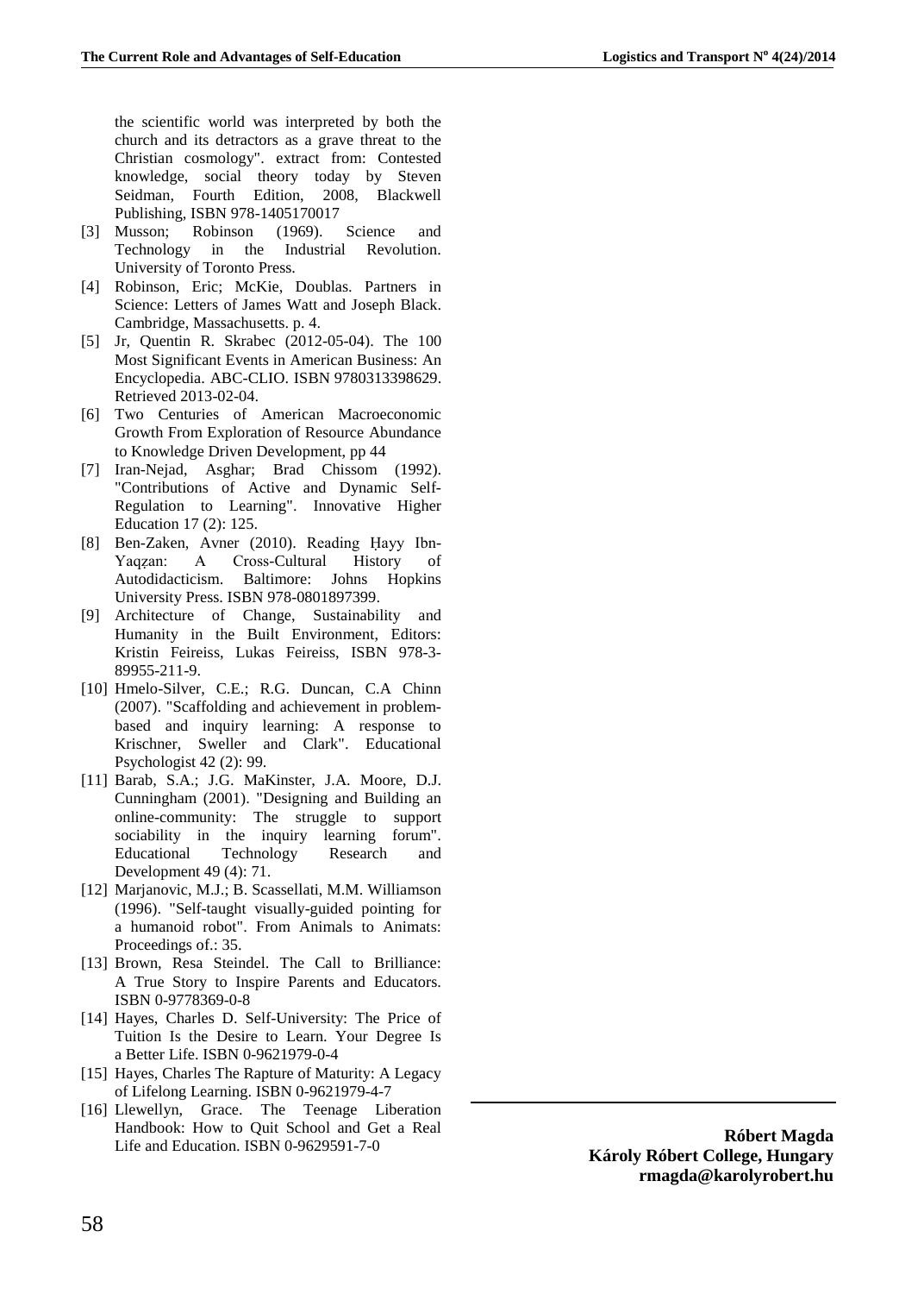the scientific world was interpreted by both the church and its detractors as a grave threat to the Christian cosmology". extract from: Contested knowledge, social theory today by Steven Seidman, Fourth Edition, 2008, Blackwell Publishing, ISBN 978-1405170017

[3] Musson; Robinson (1969). Science and Technology in the Industrial Revolution. University of Toronto Press.

[4] Robinson, Eric; McKie, Doublas. Partners in Science: Letters of James Watt and Joseph Black. Cambridge, Massachusetts. p. 4.

[5] Jr, Quentin R. Skrabec (2012-05-04). The 100 Most Significant Events in American Business: An Encyclopedia. ABC-CLIO. ISBN 9780313398629. Retrieved 2013-02-04.

[6] Two Centuries of American Macroeconomic Growth From Exploration of Resource Abundance to Knowledge Driven Development, pp 44

[7] Iran-Nejad, Asghar; Brad Chissom (1992). "Contributions of Active and Dynamic Self-Regulation to Learning". Innovative Higher Education 17 (2): 125.

[8] Ben-Zaken, Avner (2010). Reading Ḥayy Ibn-Yaqzan: A Cross-Cultural History of Autodidacticism. Baltimore: Johns Hopkins University Press. ISBN 978-0801897399.

[9] Architecture of Change, Sustainability and Humanity in the Built Environment, Editors: Kristin Feireiss, Lukas Feireiss, ISBN 978-3-89955-211-9.

[10] Hmelo-Silver, C.E.; R.G. Duncan, C.A Chinn (2007). "Scaffolding and achievement in problem-based and inquiry learning: A response to Krischner, Sweller and Clark". Educational Psychologist 42 (2): 99.

[11] Barab, S.A.; J.G. MaKinster, J.A. Moore, D.J. Cunningham (2001). "Designing and Building an online-community: The struggle to support sociability in the inquiry learning forum". Educational Technology Research and Development 49 (4): 71.

[12] Marjanovic, M.J.; B. Scassellati, M.M. Williamson (1996). "Self-taught visually-guided pointing for a humanoid robot". From Animals to Animats: Proceedings of.: 35.

[13] Brown, Resa Steindel. The Call to Brilliance: A True Story to Inspire Parents and Educators. ISBN 0-9778369-0-8

[14] Hayes, Charles D. Self-University: The Price of Tuition Is the Desire to Learn. Your Degree Is a Better Life. ISBN 0-9621979-0-4

[15] Hayes, Charles The Rapture of Maturity: A Legacy of Lifelong Learning. ISBN 0-9621979-4-7

[16] Llewellyn, Grace. The Teenage Liberation Handbook: How to Quit School and Get a Real Life and Education. ISBN 0-9629591-7-0

---

**Róbert Magda**
**Károly Róbert College, Hungary**
**rmagda@karolyrobert.hu**